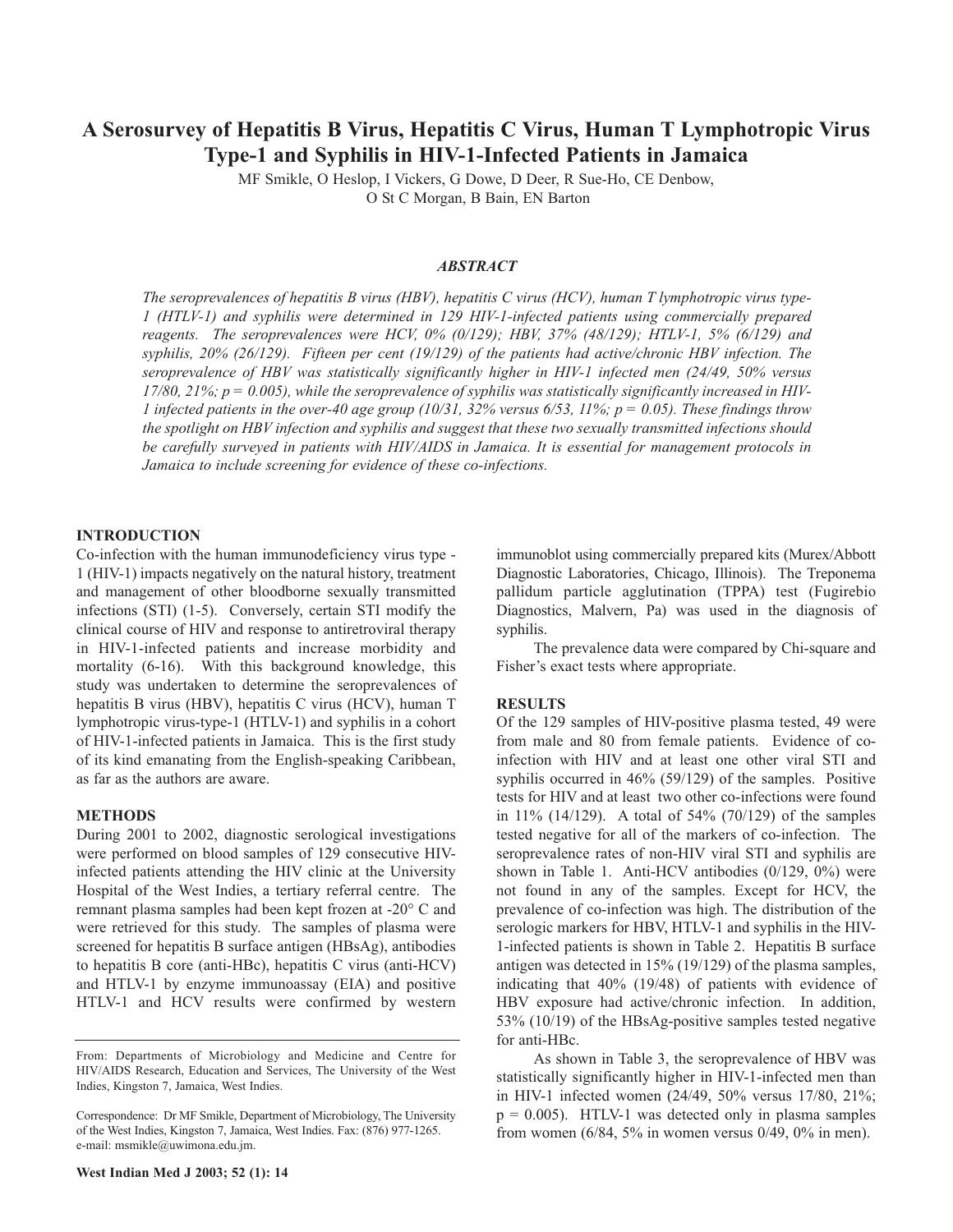# A Serosurvey of Hepatitis B Virus, Hepatitis C Virus, Human T Lymphotropic Virus Type-1 and Syphilis in HIV-1-Infected Patients in Jamaica

MF Smikle, O Heslop, I Vickers, G Dowe, D Deer, R Sue-Ho, CE Denbow, O St C Morgan, B Bain, EN Barton

## *ABSTRACT*

*The seroprevalences of hepatitis B virus (HBV), hepatitis C virus (HCV), human T lymphotropic virus type-1 (HTLV-1) and syphilis were determined in 129 HIV-1-infected patients using commercially prepared reagents. The seroprevalences were HCV, 0% (0/129); HBV, 37% (48/129); HTLV-1, 5% (6/129) and syphilis, 20% (26/129). Fifteen per cent (19/129) of the patients had active/chronic HBV infection. The seroprevalence of HBV was statistically significantly higher in HIV-1 infected men (24/49, 50% versus 17/80, 21%; p = 0.005), while the seroprevalence of syphilis was statistically significantly increased in HIV-1 infected patients in the over-40 age group (10/31, 32% versus 6/53, 11%; p = 0.05). These findings throw the spotlight on HBV infection and syphilis and suggest that these two sexually transmitted infections should be carefully surveyed in patients with HIV/AIDS in Jamaica. It is essential for management protocols in Jamaica to include screening for evidence of these co-infections.*

## INTRODUCTION

Co-infection with the human immunodeficiency virus type - 1 (HIV-1) impacts negatively on the natural history, treatment and management of other bloodborne sexually transmitted infections (STI) (1-5). Conversely, certain STI modify the clinical course of HIV and response to antiretroviral therapy in HIV-1-infected patients and increase morbidity and mortality (6-16). With this background knowledge, this study was undertaken to determine the seroprevalences of hepatitis B virus (HBV), hepatitis C virus (HCV), human T lymphotropic virus-type-1 (HTLV-1) and syphilis in a cohort of HIV-1-infected patients in Jamaica. This is the first study of its kind emanating from the English-speaking Caribbean, as far as the authors are aware.

## METHODS

During 2001 to 2002, diagnostic serological investigations were performed on blood samples of 129 consecutive HIV-infected patients attending the HIV clinic at the University Hospital of the West Indies, a tertiary referral centre. The remnant plasma samples had been kept frozen at -20° C and were retrieved for this study. The samples of plasma were screened for hepatitis B surface antigen (HBsAg), antibodies to hepatitis B core (anti-HBc), hepatitis C virus (anti-HCV) and HTLV-1 by enzyme immunoassay (EIA) and positive HTLV-1 and HCV results were confirmed by western immunoblot using commercially prepared kits (Murex/Abbott Diagnostic Laboratories, Chicago, Illinois). The Treponema pallidum particle agglutination (TPPA) test (Fugirebio Diagnostics, Malvern, Pa) was used in the diagnosis of syphilis.

The prevalence data were compared by Chi-square and Fisher's exact tests where appropriate.

## RESULTS

Of the 129 samples of HIV-positive plasma tested, 49 were from male and 80 from female patients. Evidence of co-infection with HIV and at least one other viral STI and syphilis occurred in 46% (59/129) of the samples. Positive tests for HIV and at least two other co-infections were found in 11% (14/129). A total of 54% (70/129) of the samples tested negative for all of the markers of co-infection. The seroprevalence rates of non-HIV viral STI and syphilis are shown in Table 1. Anti-HCV antibodies (0/129, 0%) were not found in any of the samples. Except for HCV, the prevalence of co-infection was high. The distribution of the serologic markers for HBV, HTLV-1 and syphilis in the HIV-1-infected patients is shown in Table 2. Hepatitis B surface antigen was detected in 15% (19/129) of the plasma samples, indicating that 40% (19/48) of patients with evidence of HBV exposure had active/chronic infection. In addition, 53% (10/19) of the HBsAg-positive samples tested negative for anti-HBc.

As shown in Table 3, the seroprevalence of HBV was statistically significantly higher in HIV-1-infected men than in HIV-1 infected women (24/49, 50% versus 17/80, 21%; p = 0.005). HTLV-1 was detected only in plasma samples from women (6/84, 5% in women versus 0/49, 0% in men).

From: Departments of Microbiology and Medicine and Centre for HIV/AIDS Research, Education and Services, The University of the West Indies, Kingston 7, Jamaica, West Indies.

Correspondence: Dr MF Smikle, Department of Microbiology, The University of the West Indies, Kingston 7, Jamaica, West Indies. Fax: (876) 977-1265. e-mail: msmikle@uwimona.edu.jm.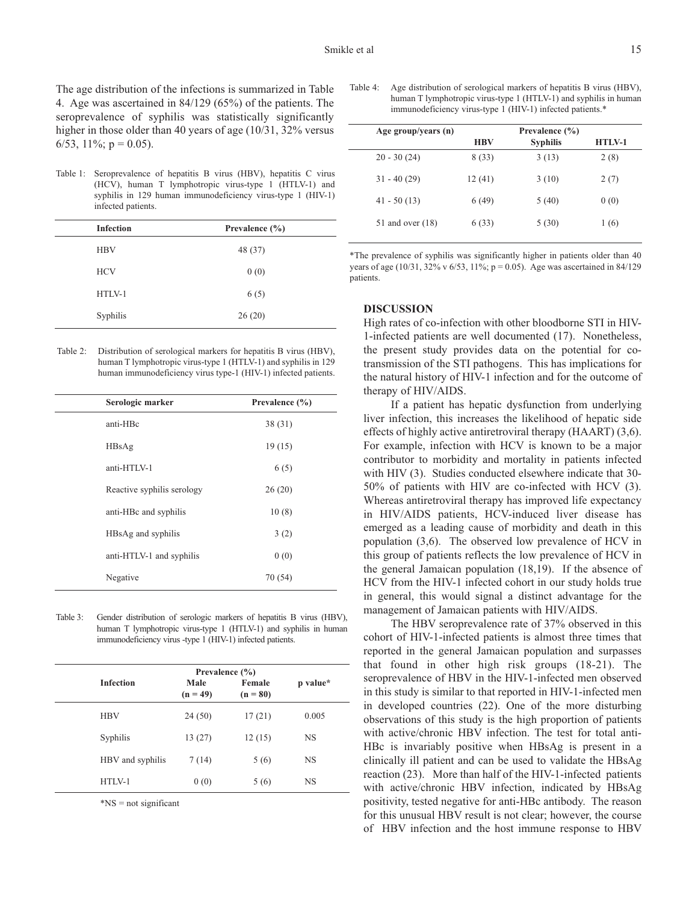The age distribution of the infections is summarized in Table 4. Age was ascertained in 84/129 (65%) of the patients. The seroprevalence of syphilis was statistically significantly higher in those older than 40 years of age (10/31, 32% versus 6/53, 11%; $p = 0.05$).

Table 1: Seroprevalence of hepatitis B virus (HBV), hepatitis C virus (HCV), human T lymphotropic virus-type 1 (HTLV-1) and syphilis in 129 human immunodeficiency virus-type 1 (HIV-1) infected patients.

| Infection | Prevalence (%) |
|---|---|
| HBV | 48 (37) |
| HCV | 0 (0) |
| HTLV-1 | 6 (5) |
| Syphilis | 26 (20) |

Table 2: Distribution of serological markers for hepatitis B virus (HBV), human T lymphotropic virus-type 1 (HTLV-1) and syphilis in 129 human immunodeficiency virus type-1 (HIV-1) infected patients.

| Serologic marker | Prevalence (%) |
|---|---|
| anti-HBc | 38 (31) |
| HBsAg | 19 (15) |
| anti-HTLV-1 | 6 (5) |
| Reactive syphilis serology | 26 (20) |
| anti-HBc and syphilis | 10 (8) |
| HBsAg and syphilis | 3 (2) |
| anti-HTLV-1 and syphilis | 0 (0) |
| Negative | 70 (54) |

Table 3: Gender distribution of serologic markers of hepatitis B virus (HBV), human T lymphotropic virus-type 1 (HTLV-1) and syphilis in human immunodeficiency virus -type 1 (HIV-1) infected patients.

| Infection | Prevalence (%) | | p value* |
|---|---|---|---|
| | Male (n = 49) | Female (n = 80) | |
| HBV | 24 (50) | 17 (21) | 0.005 |
| Syphilis | 13 (27) | 12 (15) | NS |
| HBV and syphilis | 7 (14) | 5 (6) | NS |
| HTLV-1 | 0 (0) | 5 (6) | NS |

*NS = not significant

Table 4: Age distribution of serological markers of hepatitis B virus (HBV), human T lymphotropic virus-type 1 (HTLV-1) and syphilis in human immunodeficiency virus-type 1 (HIV-1) infected patients.*

| Age group/years (n) | Prevalence (%) | | |
|---|---|---|---|
| | HBV | Syphilis | HTLV-1 |
| 20 - 30 (24) | 8 (33) | 3 (13) | 2 (8) |
| 31 - 40 (29) | 12 (41) | 3 (10) | 2 (7) |
| 41 - 50 (13) | 6 (49) | 5 (40) | 0 (0) |
| 51 and over (18) | 6 (33) | 5 (30) | 1 (6) |

*The prevalence of syphilis was significantly higher in patients older than 40 years of age (10/31, 32% v 6/53, 11%; $p = 0.05$). Age was ascertained in 84/129 patients.

## DISCUSSION

High rates of co-infection with other bloodborne STI in HIV-1-infected patients are well documented (17). Nonetheless, the present study provides data on the potential for co-transmission of the STI pathogens. This has implications for the natural history of HIV-1 infection and for the outcome of therapy of HIV/AIDS.

If a patient has hepatic dysfunction from underlying liver infection, this increases the likelihood of hepatic side effects of highly active antiretroviral therapy (HAART) (3,6). For example, infection with HCV is known to be a major contributor to morbidity and mortality in patients infected with HIV (3). Studies conducted elsewhere indicate that 30-50% of patients with HIV are co-infected with HCV (3). Whereas antiretroviral therapy has improved life expectancy in HIV/AIDS patients, HCV-induced liver disease has emerged as a leading cause of morbidity and death in this population (3,6). The observed low prevalence of HCV in this group of patients reflects the low prevalence of HCV in the general Jamaican population (18,19). If the absence of HCV from the HIV-1 infected cohort in our study holds true in general, this would signal a distinct advantage for the management of Jamaican patients with HIV/AIDS.

The HBV seroprevalence rate of 37% observed in this cohort of HIV-1-infected patients is almost three times that reported in the general Jamaican population and surpasses that found in other high risk groups (18-21). The seroprevalence of HBV in the HIV-1-infected men observed in this study is similar to that reported in HIV-1-infected men in developed countries (22). One of the more disturbing observations of this study is the high proportion of patients with active/chronic HBV infection. The test for total anti-HBc is invariably positive when HBsAg is present in a clinically ill patient and can be used to validate the HBsAg reaction (23). More than half of the HIV-1-infected patients with active/chronic HBV infection, indicated by HBsAg positivity, tested negative for anti-HBc antibody. The reason for this unusual HBV result is not clear; however, the course of HBV infection and the host immune response to HBV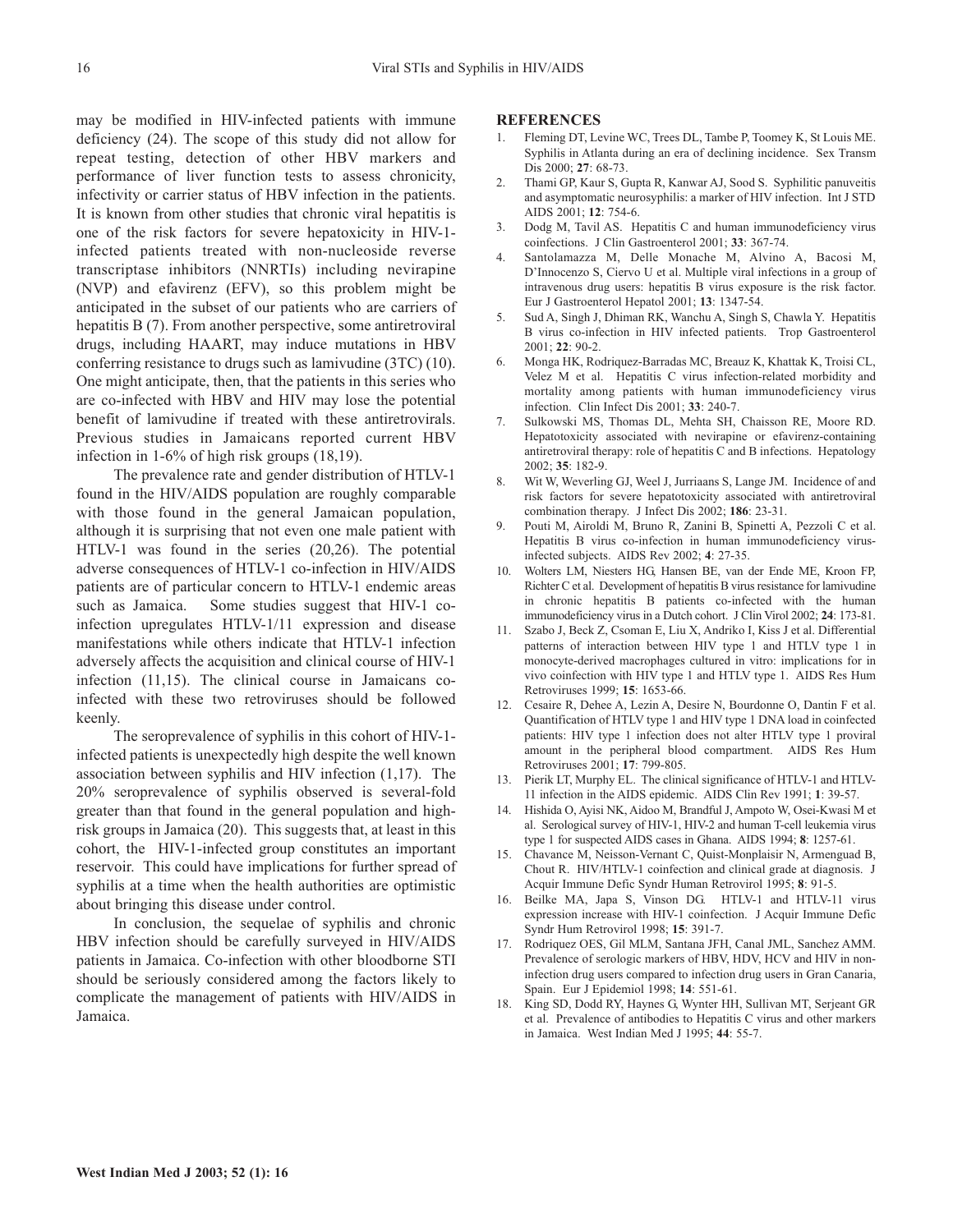may be modified in HIV-infected patients with immune deficiency (24). The scope of this study did not allow for repeat testing, detection of other HBV markers and performance of liver function tests to assess chronicity, infectivity or carrier status of HBV infection in the patients. It is known from other studies that chronic viral hepatitis is one of the risk factors for severe hepatoxicity in HIV-1-infected patients treated with non-nucleoside reverse transcriptase inhibitors (NNRTIs) including nevirapine (NVP) and efavirenz (EFV), so this problem might be anticipated in the subset of our patients who are carriers of hepatitis B (7). From another perspective, some antiretroviral drugs, including HAART, may induce mutations in HBV conferring resistance to drugs such as lamivudine (3TC) (10). One might anticipate, then, that the patients in this series who are co-infected with HBV and HIV may lose the potential benefit of lamivudine if treated with these antiretrovirals. Previous studies in Jamaicans reported current HBV infection in 1-6% of high risk groups (18,19).

The prevalence rate and gender distribution of HTLV-1 found in the HIV/AIDS population are roughly comparable with those found in the general Jamaican population, although it is surprising that not even one male patient with HTLV-1 was found in the series (20,26). The potential adverse consequences of HTLV-1 co-infection in HIV/AIDS patients are of particular concern to HTLV-1 endemic areas such as Jamaica. Some studies suggest that HIV-1 co-infection upregulates HTLV-1/11 expression and disease manifestations while others indicate that HTLV-1 infection adversely affects the acquisition and clinical course of HIV-1 infection (11,15). The clinical course in Jamaicans co-infected with these two retroviruses should be followed keenly.

The seroprevalence of syphilis in this cohort of HIV-1-infected patients is unexpectedly high despite the well known association between syphilis and HIV infection (1,17). The 20% seroprevalence of syphilis observed is several-fold greater than that found in the general population and high-risk groups in Jamaica (20). This suggests that, at least in this cohort, the HIV-1-infected group constitutes an important reservoir. This could have implications for further spread of syphilis at a time when the health authorities are optimistic about bringing this disease under control.

In conclusion, the sequelae of syphilis and chronic HBV infection should be carefully surveyed in HIV/AIDS patients in Jamaica. Co-infection with other bloodborne STI should be seriously considered among the factors likely to complicate the management of patients with HIV/AIDS in Jamaica.

## REFERENCES

1. Fleming DT, Levine WC, Trees DL, Tambe P, Toomey K, St Louis ME. Syphilis in Atlanta during an era of declining incidence. Sex Transm Dis 2000; **27**: 68-73.
2. Thami GP, Kaur S, Gupta R, Kanwar AJ, Sood S. Syphilitic panuveitis and asymptomatic neurosyphilis: a marker of HIV infection. Int J STD AIDS 2001; **12**: 754-6.
3. Dodg M, Tavil AS. Hepatitis C and human immunodeficiency virus coinfections. J Clin Gastroenterol 2001; **33**: 367-74.
4. Santolamazza M, Delle Monache M, Alvino A, Bacosi M, D'Innocenzo S, Ciervo U et al. Multiple viral infections in a group of intravenous drug users: hepatitis B virus exposure is the risk factor. Eur J Gastroenterol Hepatol 2001; **13**: 1347-54.
5. Sud A, Singh J, Dhiman RK, Wanchu A, Singh S, Chawla Y. Hepatitis B virus co-infection in HIV infected patients. Trop Gastroenterol 2001; **22**: 90-2.
6. Monga HK, Rodriquez-Barradas MC, Breauz K, Khattak K, Troisi CL, Velez M et al. Hepatitis C virus infection-related morbidity and mortality among patients with human immunodeficiency virus infection. Clin Infect Dis 2001; **33**: 240-7.
7. Sulkowski MS, Thomas DL, Mehta SH, Chaisson RE, Moore RD. Hepatotoxicity associated with nevirapine or efavirenz-containing antiretroviral therapy: role of hepatitis C and B infections. Hepatology 2002; **35**: 182-9.
8. Wit W, Weverling GJ, Weel J, Jurriaans S, Lange JM. Incidence of and risk factors for severe hepatotoxicity associated with antiretroviral combination therapy. J Infect Dis 2002; **186**: 23-31.
9. Pouti M, Airoldi M, Bruno R, Zanini B, Spinetti A, Pezzoli C et al. Hepatitis B virus co-infection in human immunodeficiency virus-infected subjects. AIDS Rev 2002; **4**: 27-35.
10. Wolters LM, Niesters HG, Hansen BE, van der Ende ME, Kroon FP, Richter C et al. Development of hepatitis B virus resistance for lamivudine in chronic hepatitis B patients co-infected with the human immunodeficiency virus in a Dutch cohort. J Clin Virol 2002; **24**: 173-81.
11. Szabo J, Beck Z, Csoman E, Liu X, Andriko I, Kiss J et al. Differential patterns of interaction between HIV type 1 and HTLV type 1 in monocyte-derived macrophages cultured in vitro: implications for in vivo coinfection with HIV type 1 and HTLV type 1. AIDS Res Hum Retroviruses 1999; **15**: 1653-66.
12. Cesaire R, Dehee A, Lezin A, Desire N, Bourdonne O, Dantin F et al. Quantification of HTLV type 1 and HIV type 1 DNA load in coinfected patients: HIV type 1 infection does not alter HTLV type 1 proviral amount in the peripheral blood compartment. AIDS Res Hum Retroviruses 2001; **17**: 799-805.
13. Pierik LT, Murphy EL. The clinical significance of HTLV-1 and HTLV-11 infection in the AIDS epidemic. AIDS Clin Rev 1991; **1**: 39-57.
14. Hishida O, Ayisi NK, Aidoo M, Brandful J, Ampoto W, Osei-Kwasi M et al. Serological survey of HIV-1, HIV-2 and human T-cell leukemia virus type 1 for suspected AIDS cases in Ghana. AIDS 1994; **8**: 1257-61.
15. Chavance M, Neisson-Vernant C, Quist-Monplaisir N, Armenguad B, Chout R. HIV/HTLV-1 coinfection and clinical grade at diagnosis. J Acquir Immune Defic Syndr Human Retrovirol 1995; **8**: 91-5.
16. Beilke MA, Japa S, Vinson DG. HTLV-1 and HTLV-11 virus expression increase with HIV-1 coinfection. J Acquir Immune Defic Syndr Hum Retrovirol 1998; **15**: 391-7.
17. Rodriquez OES, Gil MLM, Santana JFH, Canal JML, Sanchez AMM. Prevalence of serologic markers of HBV, HDV, HCV and HIV in non-infection drug users compared to infection drug users in Gran Canaria, Spain. Eur J Epidemiol 1998; **14**: 551-61.
18. King SD, Dodd RY, Haynes G, Wynter HH, Sullivan MT, Serjeant GR et al. Prevalence of antibodies to Hepatitis C virus and other markers in Jamaica. West Indian Med J 1995; **44**: 55-7.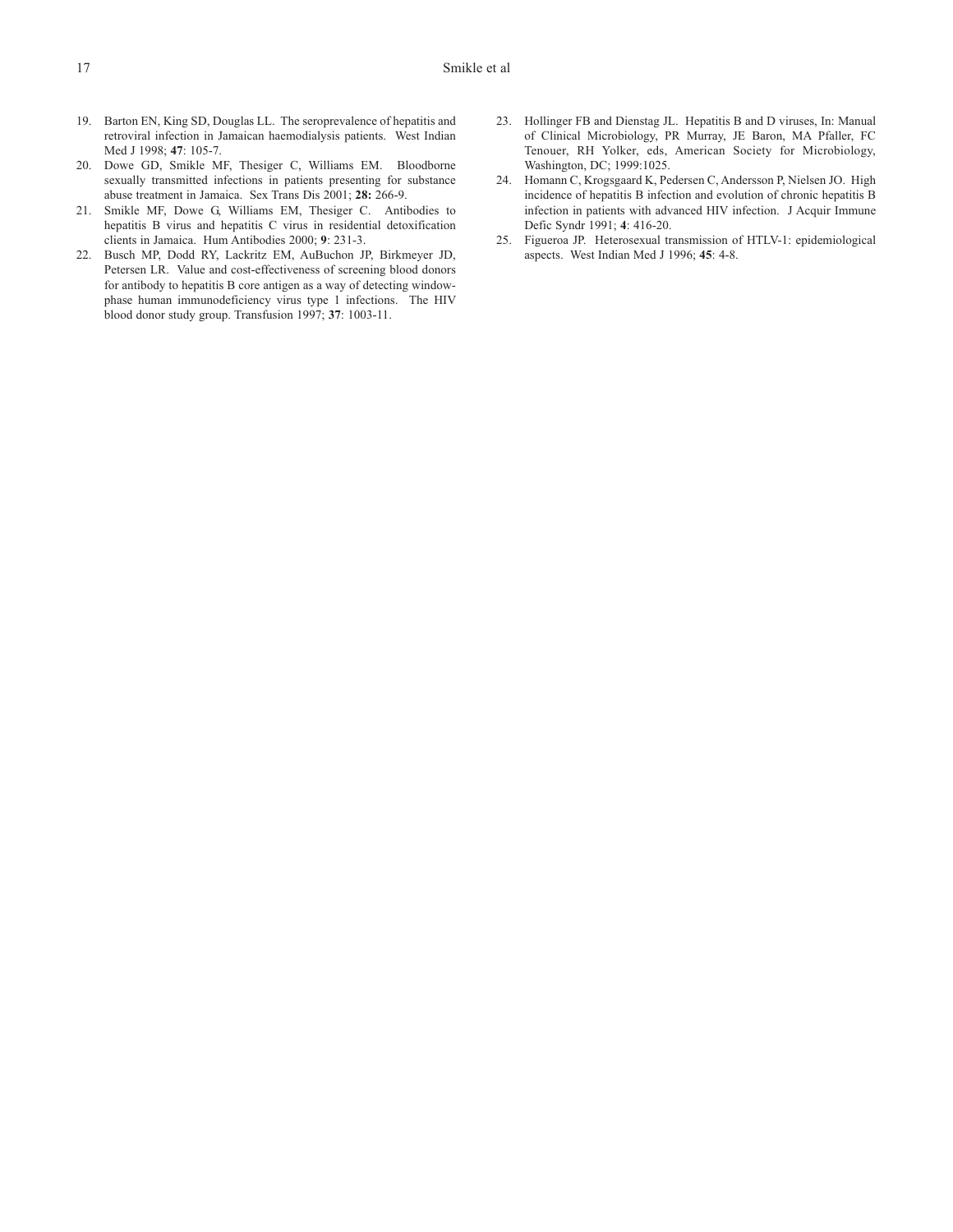19. Barton EN, King SD, Douglas LL. The seroprevalence of hepatitis and retroviral infection in Jamaican haemodialysis patients. West Indian Med J 1998; **47**: 105-7.
20. Dowe GD, Smikle MF, Thesiger C, Williams EM. Bloodborne sexually transmitted infections in patients presenting for substance abuse treatment in Jamaica. Sex Trans Dis 2001; **28:** 266-9.
21. Smikle MF, Dowe G, Williams EM, Thesiger C. Antibodies to hepatitis B virus and hepatitis C virus in residential detoxification clients in Jamaica. Hum Antibodies 2000; **9**: 231-3.
22. Busch MP, Dodd RY, Lackritz EM, AuBuchon JP, Birkmeyer JD, Petersen LR. Value and cost-effectiveness of screening blood donors for antibody to hepatitis B core antigen as a way of detecting window-phase human immunodeficiency virus type 1 infections. The HIV blood donor study group. Transfusion 1997; **37**: 1003-11.
23. Hollinger FB and Dienstag JL. Hepatitis B and D viruses, In: Manual of Clinical Microbiology, PR Murray, JE Baron, MA Pfaller, FC Tenouer, RH Yolker, eds, American Society for Microbiology, Washington, DC; 1999:1025.
24. Homann C, Krogsgaard K, Pedersen C, Andersson P, Nielsen JO. High incidence of hepatitis B infection and evolution of chronic hepatitis B infection in patients with advanced HIV infection. J Acquir Immune Defic Syndr 1991; **4**: 416-20.
25. Figueroa JP. Heterosexual transmission of HTLV-1: epidemiological aspects. West Indian Med J 1996; **45**: 4-8.